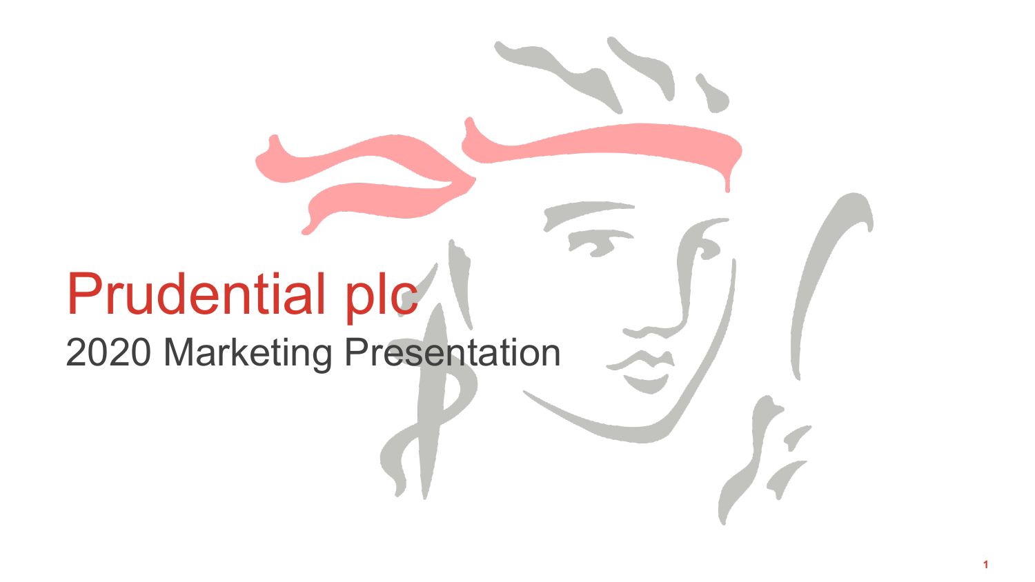# Prudential plc

## 2020 Marketing Presentation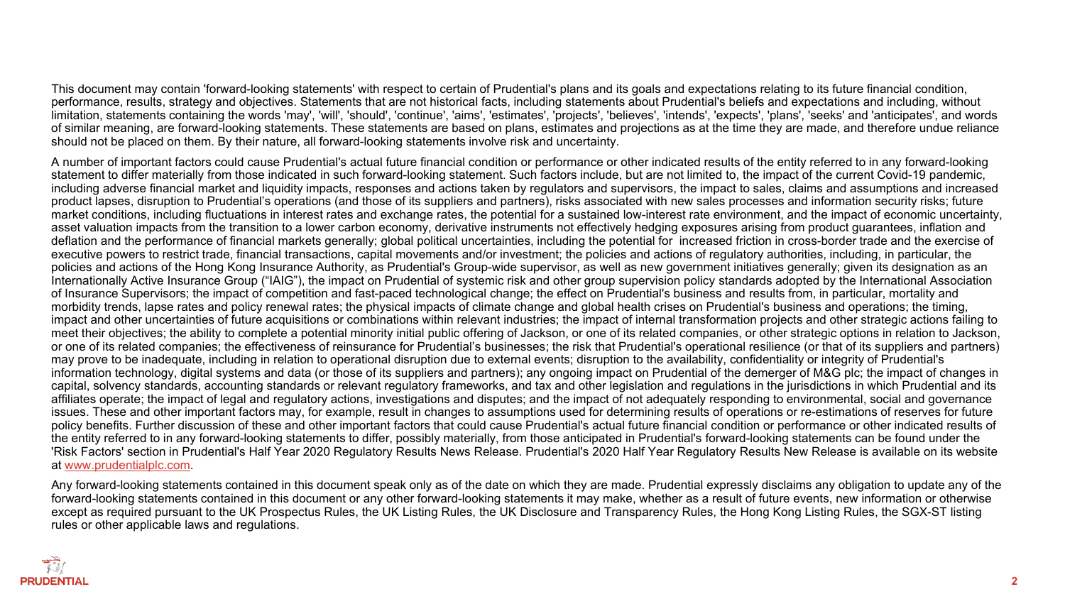This document may contain 'forward-looking statements' with respect to certain of Prudential's plans and its goals and expectations relating to its future financial condition, performance, results, strategy and objectives. Statements that are not historical facts, including statements about Prudential's beliefs and expectations and including, without limitation, statements containing the words 'may', 'will', 'should', 'continue', 'aims', 'estimates', 'projects', 'believes', 'intends', 'expects', 'plans', 'seeks' and 'anticipates', and words of similar meaning, are forward-looking statements. These statements are based on plans, estimates and projections as at the time they are made, and therefore undue reliance should not be placed on them. By their nature, all forward-looking statements involve risk and uncertainty.

A number of important factors could cause Prudential's actual future financial condition or performance or other indicated results of the entity referred to in any forward-looking statement to differ materially from those indicated in such forward-looking statement. Such factors include, but are not limited to, the impact of the current Covid-19 pandemic, including adverse financial market and liquidity impacts, responses and actions taken by regulators and supervisors, the impact to sales, claims and assumptions and increased product lapses, disruption to Prudential's operations (and those of its suppliers and partners), risks associated with new sales processes and information security risks; future market conditions, including fluctuations in interest rates and exchange rates, the potential for a sustained low-interest rate environment, and the impact of economic uncertainty, asset valuation impacts from the transition to a lower carbon economy, derivative instruments not effectively hedging exposures arising from product guarantees, inflation and deflation and the performance of financial markets generally; global political uncertainties, including the potential for increased friction in cross-border trade and the exercise of executive powers to restrict trade, financial transactions, capital movements and/or investment; the policies and actions of regulatory authorities, including, in particular, the policies and actions of the Hong Kong Insurance Authority, as Prudential's Group-wide supervisor, as well as new government initiatives generally; given its designation as an Internationally Active Insurance Group ("IAIG"), the impact on Prudential of systemic risk and other group supervision policy standards adopted by the International Association of Insurance Supervisors; the impact of competition and fast-paced technological change; the effect on Prudential's business and results from, in particular, mortality and morbidity trends, lapse rates and policy renewal rates; the physical impacts of climate change and global health crises on Prudential's business and operations; the timing, impact and other uncertainties of future acquisitions or combinations within relevant industries; the impact of internal transformation projects and other strategic actions failing to meet their objectives; the ability to complete a potential minority initial public offering of Jackson, or one of its related companies, or other strategic options in relation to Jackson, or one of its related companies; the effectiveness of reinsurance for Prudential's businesses; the risk that Prudential's operational resilience (or that of its suppliers and partners) may prove to be inadequate, including in relation to operational disruption due to external events; disruption to the availability, confidentiality or integrity of Prudential's information technology, digital systems and data (or those of its suppliers and partners); any ongoing impact on Prudential of the demerger of M&G plc; the impact of changes in capital, solvency standards, accounting standards or relevant regulatory frameworks, and tax and other legislation and regulations in the jurisdictions in which Prudential and its affiliates operate; the impact of legal and regulatory actions, investigations and disputes; and the impact of not adequately responding to environmental, social and governance issues. These and other important factors may, for example, result in changes to assumptions used for determining results of operations or re-estimations of reserves for future policy benefits. Further discussion of these and other important factors that could cause Prudential's actual future financial condition or performance or other indicated results of the entity referred to in any forward-looking statements to differ, possibly materially, from those anticipated in Prudential's forward-looking statements can be found under the 'Risk Factors' section in Prudential's Half Year 2020 Regulatory Results News Release. Prudential's 2020 Half Year Regulatory Results New Release is available on its website at www.prudentialplc.com.

Any forward-looking statements contained in this document speak only as of the date on which they are made. Prudential expressly disclaims any obligation to update any of the forward-looking statements contained in this document or any other forward-looking statements it may make, whether as a result of future events, new information or otherwise except as required pursuant to the UK Prospectus Rules, the UK Listing Rules, the UK Disclosure and Transparency Rules, the Hong Kong Listing Rules, the SGX-ST listing rules or other applicable laws and regulations.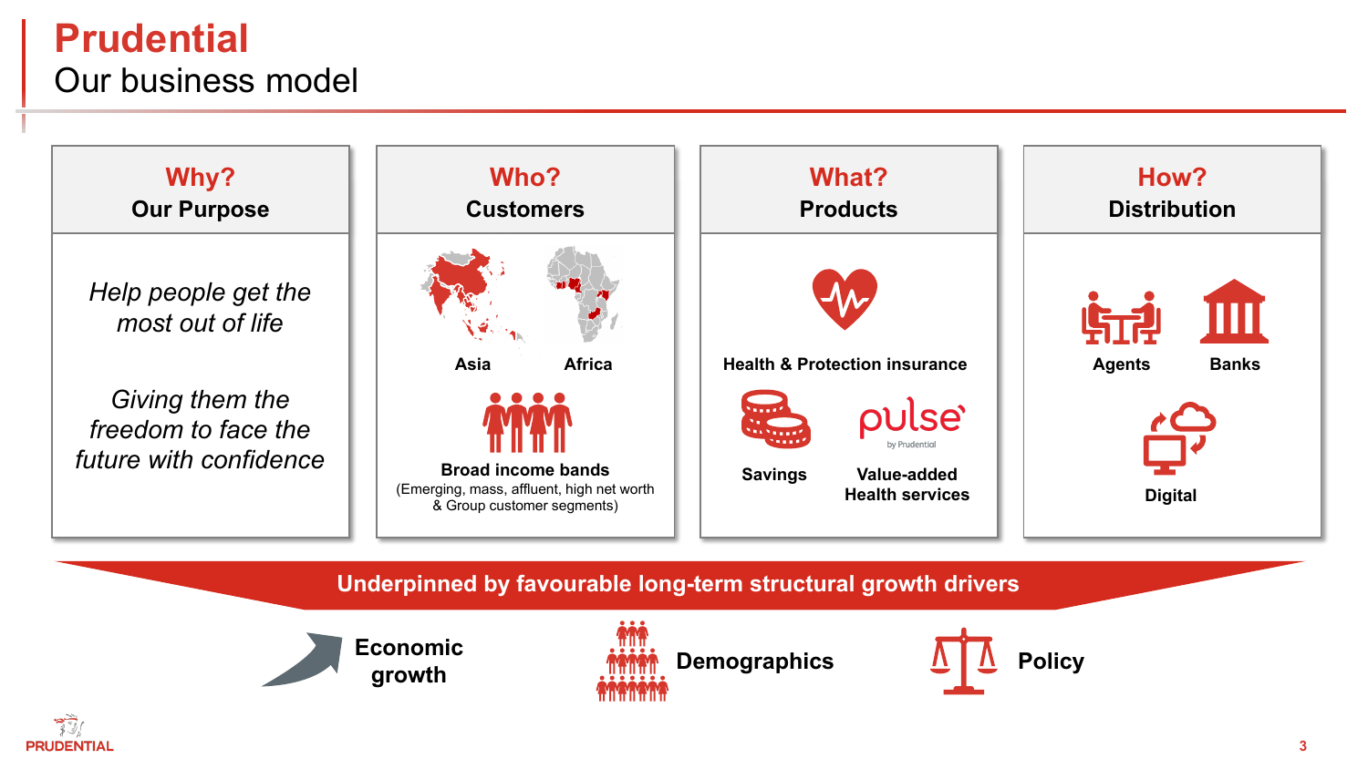# Prudential

## Our business model

### Why? Our Purpose

*Help people get the most out of life*

*Giving them the freedom to face the future with confidence*

### Who? Customers

**Asia** **Africa**

**Broad income bands**
(Emerging, mass, affluent, high net worth & Group customer segments)

### What? Products

**Health & Protection insurance**

**Savings**

pulse by Prudential

**Value-added Health services**

### How? Distribution

**Agents**

**Banks**

**Digital**

**Underpinned by favourable long-term structural growth drivers**

**Economic growth**

**Demographics**

**Policy**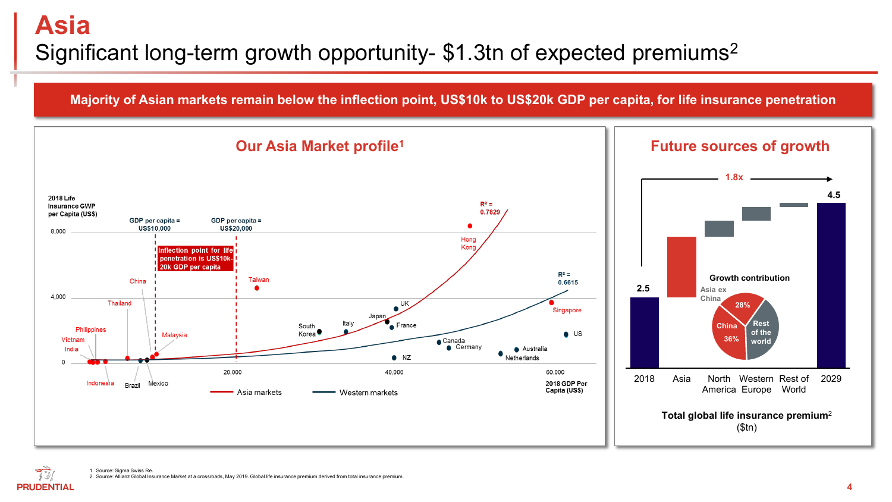# Asia

## Significant long-term growth opportunity- $1.3tn of expected premiums[2]

**Majority of Asian markets remain below the inflection point, US$10k to US$20k GDP per capita, for life insurance penetration**

### Our Asia Market profile[1]

2018 Life Insurance GWP per Capita (US$)

GDP per capita = US$10,000

GDP per capita = US$20,000

Inflection point for life penetration is US$10k-20k GDP per capita

$R^2$ = 0.7829

$R^2$ = 0.6615

Hong Kong, Taiwan, China, Thailand, Philippines, Vietnam, India, Malaysia, Indonesia, Brazil, Mexico, South Korea, Italy, Japan, UK, France, Canada, Germany, NZ, Australia, Netherlands, Singapore, US

2018 GDP Per Capita (US$)

Asia markets — Western markets

### Future sources of growth

1.8x

| 2018 | Asia | North America | Western Europe | Rest of World | 2029 |
|---|---|---|---|---|---|
| 2.5 | | | | | 4.5 |

Growth contribution: Asia ex China 28%; China 36%; Rest of the world

**Total global life insurance premium[2]** ($tn)

1. Source: Sigma Swiss Re.
2. Source: Allianz Global Insurance Market at a crossroads, May 2019. Global life insurance premium derived from total insurance premium.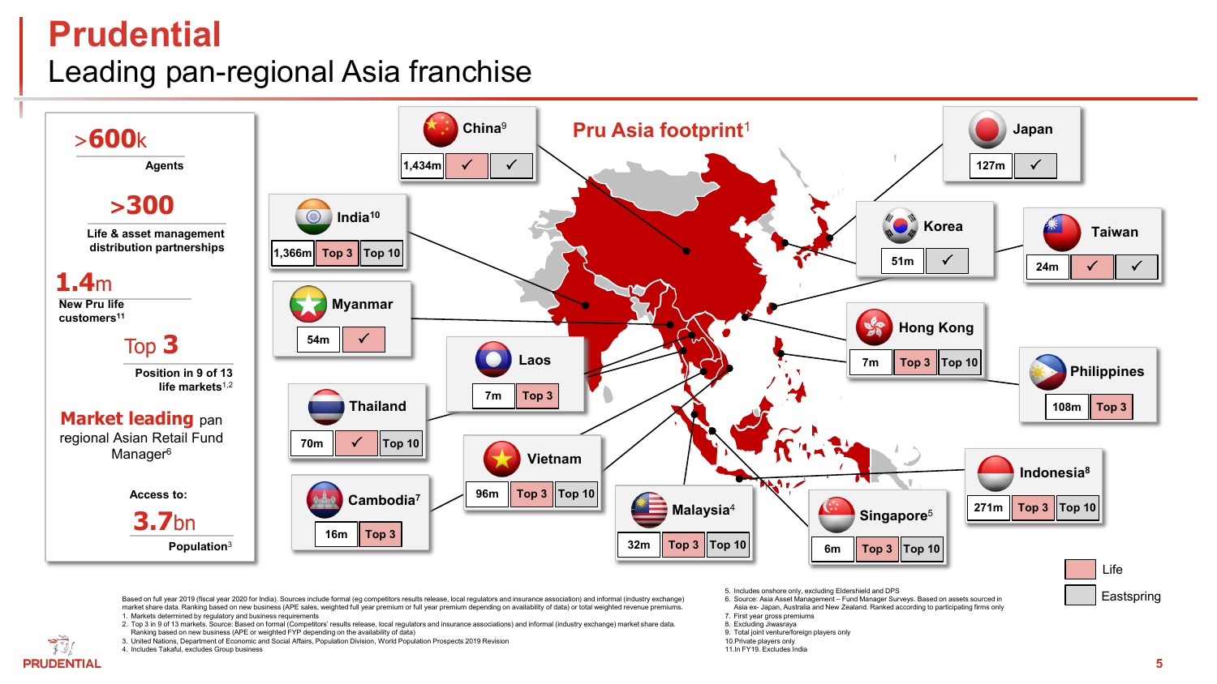# Prudential

## Leading pan-regional Asia franchise

**>600k**
Agents

**>300**
Life & asset management distribution partnerships

**1.4m**
New Pru life customers[11]

**Top 3**
Position in 9 of 13 life markets[1,2]

**Market leading** pan regional Asian Retail Fund Manager[6]

Access to:
**3.7bn**
Population[3]

### Pru Asia footprint[1]

| Market | Population | Life | Eastspring |
|---|---|---|---|
| China[9] | 1,434m | ✓ | ✓ |
| India[10] | 1,366m | Top 3 | Top 10 |
| Myanmar | 54m | ✓ | |
| Thailand | 70m | ✓ | Top 10 |
| Cambodia[7] | 16m | Top 3 | |
| Laos | 7m | Top 3 | |
| Vietnam | 96m | Top 3 | Top 10 |
| Malaysia[4] | 32m | Top 3 | Top 10 |
| Singapore[5] | 6m | Top 3 | Top 10 |
| Indonesia[8] | 271m | Top 3 | Top 10 |
| Philippines | 108m | Top 3 | |
| Hong Kong | 7m | Top 3 | Top 10 |
| Taiwan | 24m | ✓ | ✓ |
| Korea | 51m | | ✓ |
| Japan | 127m | | ✓ |

Based on full year 2019 (fiscal year 2020 for India). Sources include formal (eg competitors results release, local regulators and insurance association) and informal (industry exchange) market share data. Ranking based on new business (APE sales, weighted full year premium or full year premium depending on availability of data) or total weighted revenue premiums.

1. Markets determined by regulatory and business requirements
2. Top 3 in 9 of 13 markets. Source: Based on formal (Competitors' results release, local regulators and insurance associations) and informal (industry exchange) market share data. Ranking based on new business (APE or weighted FYP depending on the availability of data)
3. United Nations, Department of Economic and Social Affairs, Population Division, World Population Prospects 2019 Revision
4. Includes Takaful, excludes Group business
5. Includes onshore only, excluding Eldershield and DPS
6. Source: Asia Asset Management – Fund Manager Surveys. Based on assets sourced in Asia ex- Japan, Australia and New Zealand. Ranked according to participating firms only
7. First year gross premiums
8. Excluding Jiwasraya
9. Total joint venture/foreign players only
10. Private players only
11. In FY19. Excludes India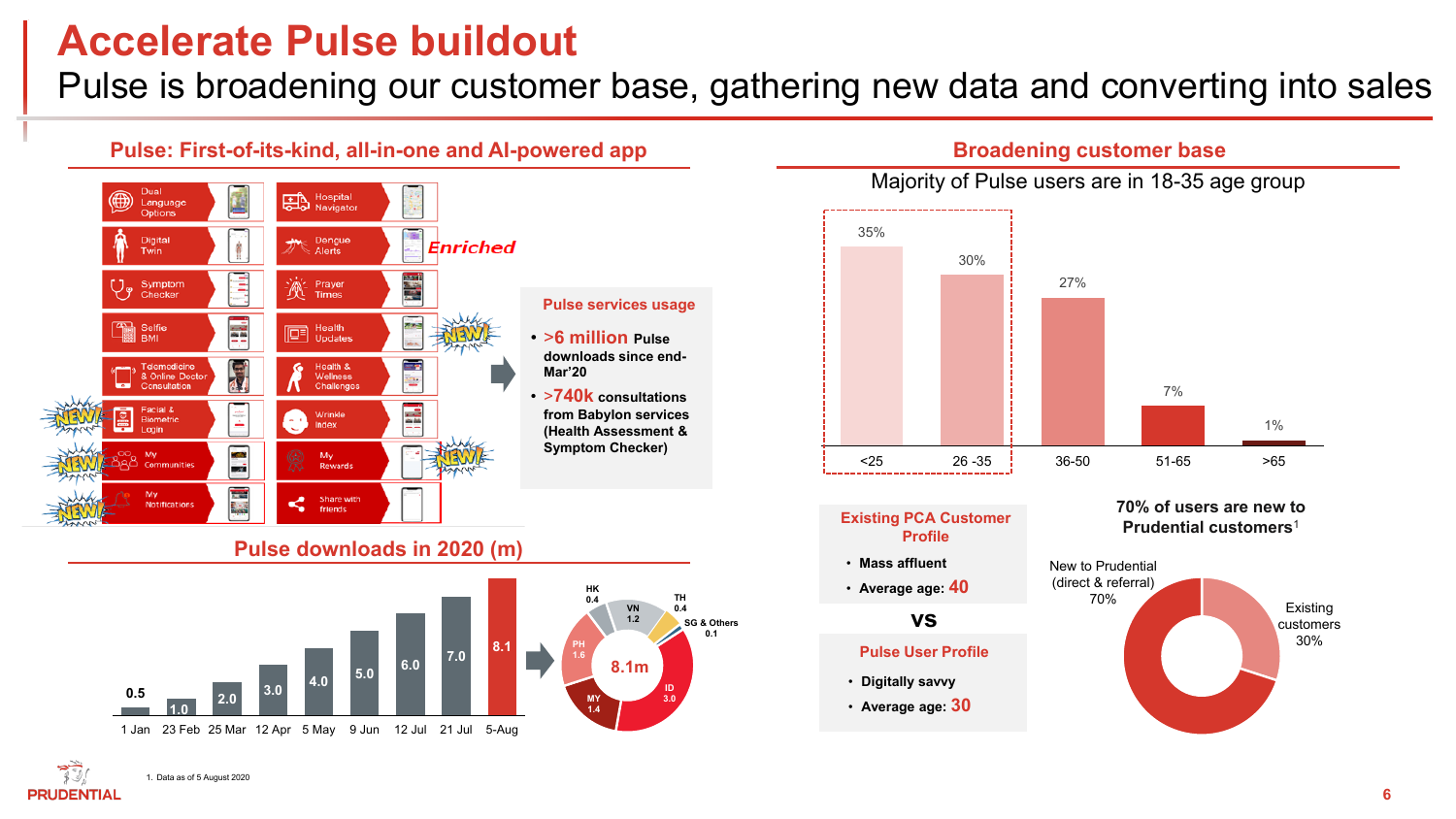# Accelerate Pulse buildout

## Pulse is broadening our customer base, gathering new data and converting into sales

### Pulse: First-of-its-kind, all-in-one and AI-powered app

- Dual Language Options
- Digital Twin
- Symptom Checker
- Selfie BMI
- Telemedicine & Online Doctor Consultation
- Facial & Biometric Login (NEW!)
- My Communities (NEW!)
- My Notifications (NEW!)
- Hospital Navigator
- Dengue Alerts (Enriched)
- Prayer Times
- Health Updates (NEW!)
- Health & Wellness Challenges
- Wrinkle Index
- My Rewards (NEW!)
- Share with friends

**Pulse services usage**

- >6 million Pulse downloads since end-Mar'20
- >740k consultations from Babylon services (Health Assessment & Symptom Checker)

### Pulse downloads in 2020 (m)

| Date | Downloads (m) |
|---|---|
| 1 Jan | 0.5 |
| 23 Feb | 1.0 |
| 25 Mar | 2.0 |
| 12 Apr | 3.0 |
| 5 May | 4.0 |
| 9 Jun | 5.0 |
| 12 Jul | 6.0 |
| 21 Jul | 7.0 |
| 5-Aug | 8.1 |

8.1m: ID 3.0, PH 1.6, MY 1.4, VN 1.2, HK 0.4, TH 0.4, SG & Others 0.1

### Broadening customer base

Majority of Pulse users are in 18-35 age group

| Age group | Share |
|---|---|
| <25 | 35% |
| 26 -35 | 30% |
| 36-50 | 27% |
| 51-65 | 7% |
| >65 | 1% |

**Existing PCA Customer Profile**

- Mass affluent
- Average age: 40

**VS**

**Pulse User Profile**

- Digitally savvy
- Average age: 30

**70% of users are new to Prudential customers[1]**

- New to Prudential (direct & referral) 70%
- Existing customers 30%

1. Data as of 5 August 2020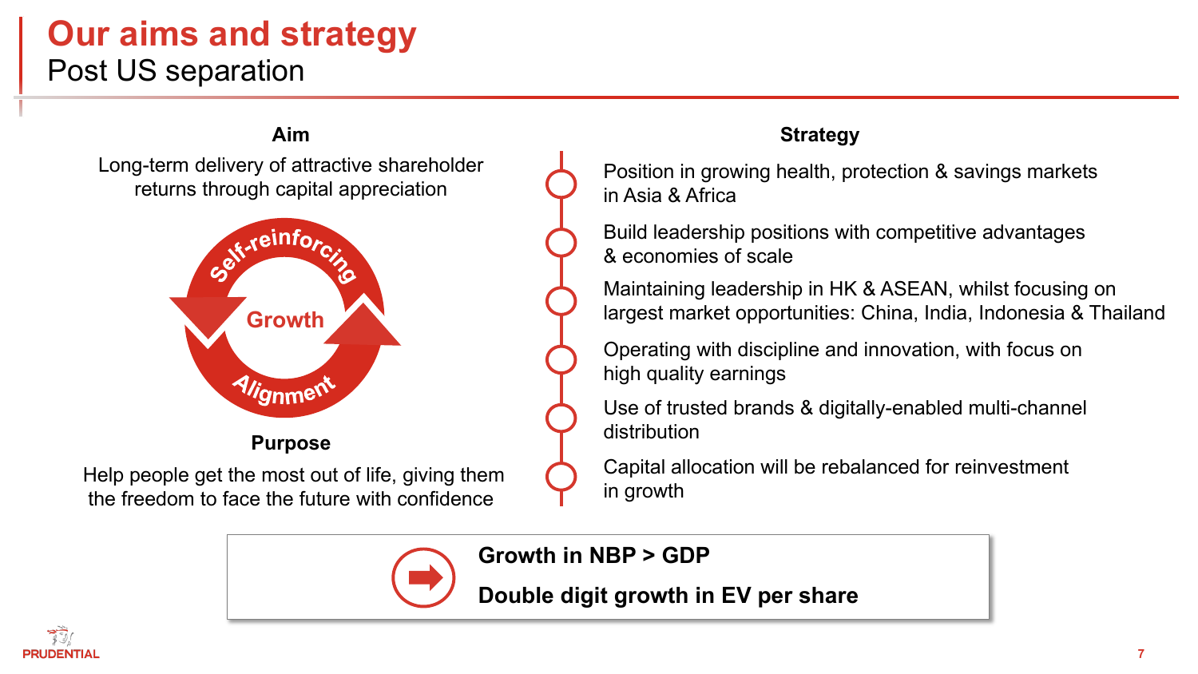# Our aims and strategy

## Post US separation

### Aim

Long-term delivery of attractive shareholder returns through capital appreciation

Self-reinforcing

Growth

Alignment

### Purpose

Help people get the most out of life, giving them the freedom to face the future with confidence

### Strategy

- Position in growing health, protection & savings markets in Asia & Africa
- Build leadership positions with competitive advantages & economies of scale
- Maintaining leadership in HK & ASEAN, whilst focusing on largest market opportunities: China, India, Indonesia & Thailand
- Operating with discipline and innovation, with focus on high quality earnings
- Use of trusted brands & digitally-enabled multi-channel distribution
- Capital allocation will be rebalanced for reinvestment in growth

**Growth in NBP > GDP**

**Double digit growth in EV per share**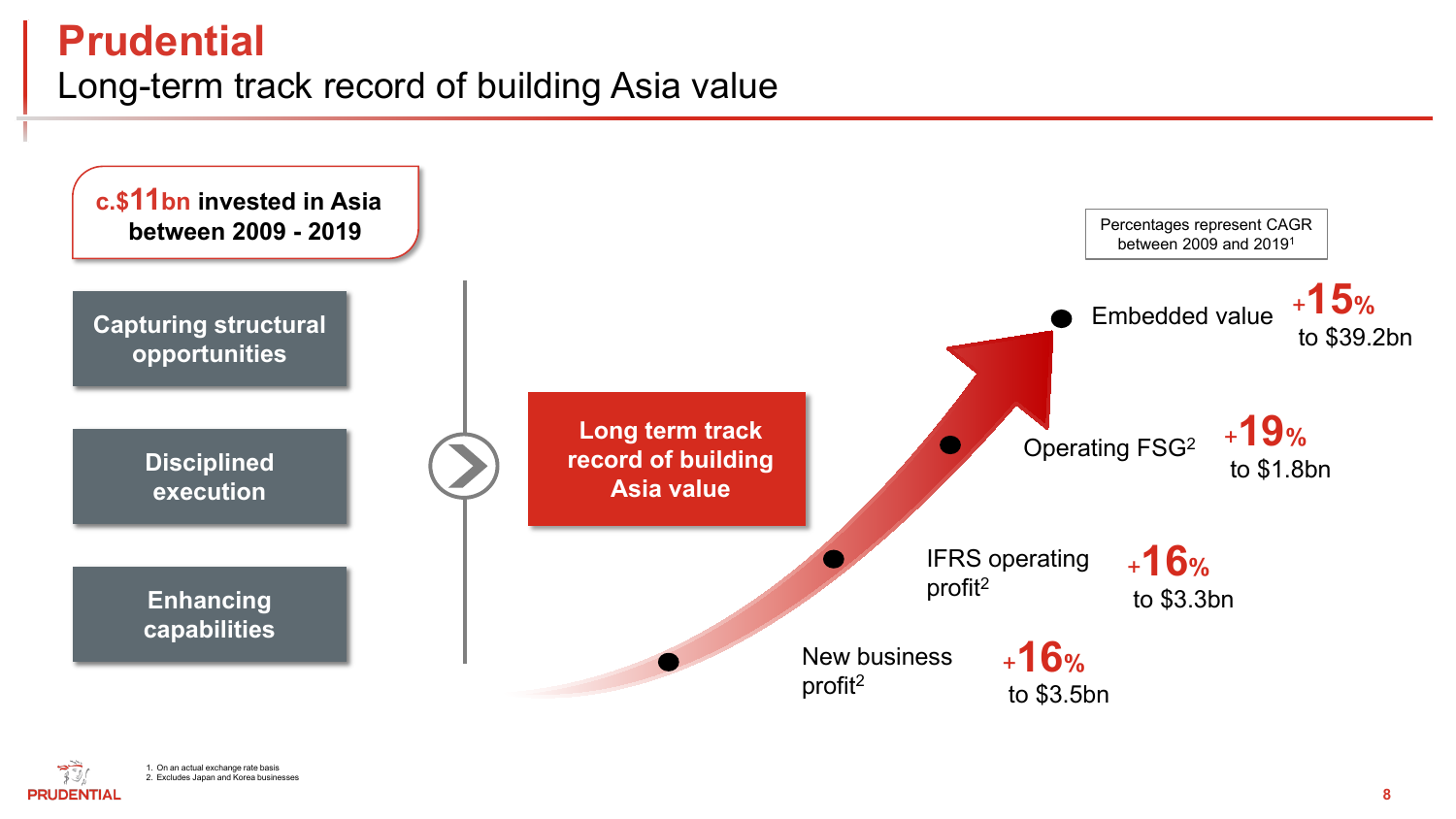# Prudential

## Long-term track record of building Asia value

**c.$11bn invested in Asia between 2009 - 2019**

**Capturing structural opportunities**

**Disciplined execution**

**Enhancing capabilities**

**Long term track record of building Asia value**

Percentages represent CAGR between 2009 and 2019[1]

Embedded value +15% to $39.2bn

Operating FSG[2] +19% to $1.8bn

IFRS operating profit[2] +16% to $3.3bn

New business profit[2] +16% to $3.5bn

1. On an actual exchange rate basis
2. Excludes Japan and Korea businesses